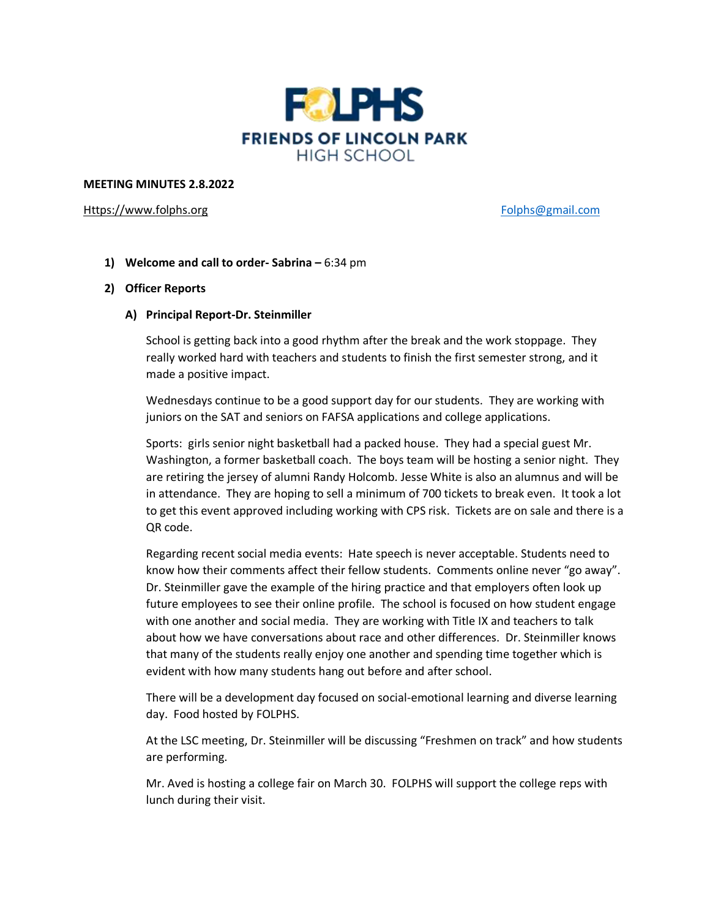# FOLPHS

## FRIENDS OF LINCOLN PARK HIGH SCHOOL

**MEETING MINUTES 2.8.2022**

Https://www.folphs.org Folphs@gmail.com

1) **Welcome and call to order- Sabrina –** 6:34 pm

2) **Officer Reports**

   A) **Principal Report-Dr. Steinmiller**

      School is getting back into a good rhythm after the break and the work stoppage. They really worked hard with teachers and students to finish the first semester strong, and it made a positive impact.

      Wednesdays continue to be a good support day for our students. They are working with juniors on the SAT and seniors on FAFSA applications and college applications.

      Sports: girls senior night basketball had a packed house. They had a special guest Mr. Washington, a former basketball coach. The boys team will be hosting a senior night. They are retiring the jersey of alumni Randy Holcomb. Jesse White is also an alumnus and will be in attendance. They are hoping to sell a minimum of 700 tickets to break even. It took a lot to get this event approved including working with CPS risk. Tickets are on sale and there is a QR code.

      Regarding recent social media events: Hate speech is never acceptable. Students need to know how their comments affect their fellow students. Comments online never "go away". Dr. Steinmiller gave the example of the hiring practice and that employers often look up future employees to see their online profile. The school is focused on how student engage with one another and social media. They are working with Title IX and teachers to talk about how we have conversations about race and other differences. Dr. Steinmiller knows that many of the students really enjoy one another and spending time together which is evident with how many students hang out before and after school.

      There will be a development day focused on social-emotional learning and diverse learning day. Food hosted by FOLPHS.

      At the LSC meeting, Dr. Steinmiller will be discussing "Freshmen on track" and how students are performing.

      Mr. Aved is hosting a college fair on March 30. FOLPHS will support the college reps with lunch during their visit.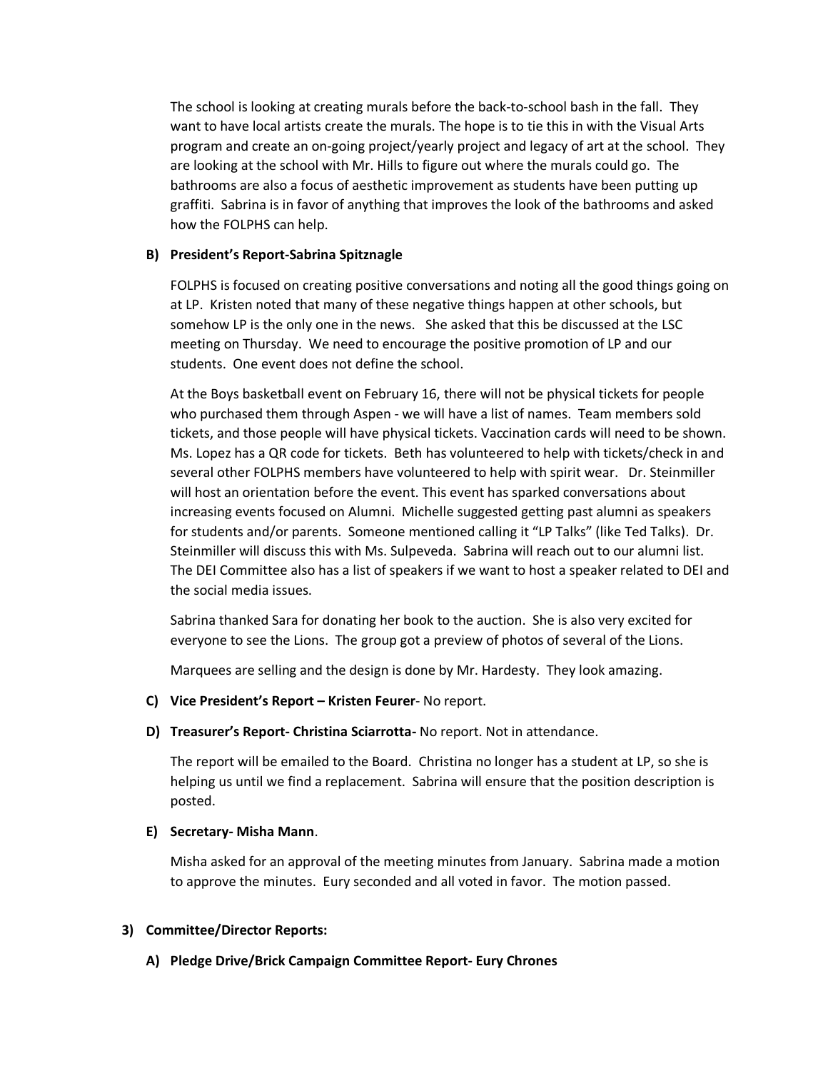The school is looking at creating murals before the back-to-school bash in the fall. They want to have local artists create the murals. The hope is to tie this in with the Visual Arts program and create an on-going project/yearly project and legacy of art at the school. They are looking at the school with Mr. Hills to figure out where the murals could go. The bathrooms are also a focus of aesthetic improvement as students have been putting up graffiti. Sabrina is in favor of anything that improves the look of the bathrooms and asked how the FOLPHS can help.

**B) President's Report-Sabrina Spitznagle**

FOLPHS is focused on creating positive conversations and noting all the good things going on at LP. Kristen noted that many of these negative things happen at other schools, but somehow LP is the only one in the news. She asked that this be discussed at the LSC meeting on Thursday. We need to encourage the positive promotion of LP and our students. One event does not define the school.

At the Boys basketball event on February 16, there will not be physical tickets for people who purchased them through Aspen - we will have a list of names. Team members sold tickets, and those people will have physical tickets. Vaccination cards will need to be shown. Ms. Lopez has a QR code for tickets. Beth has volunteered to help with tickets/check in and several other FOLPHS members have volunteered to help with spirit wear. Dr. Steinmiller will host an orientation before the event. This event has sparked conversations about increasing events focused on Alumni. Michelle suggested getting past alumni as speakers for students and/or parents. Someone mentioned calling it "LP Talks" (like Ted Talks). Dr. Steinmiller will discuss this with Ms. Sulpeveda. Sabrina will reach out to our alumni list. The DEI Committee also has a list of speakers if we want to host a speaker related to DEI and the social media issues.

Sabrina thanked Sara for donating her book to the auction. She is also very excited for everyone to see the Lions. The group got a preview of photos of several of the Lions.

Marquees are selling and the design is done by Mr. Hardesty. They look amazing.

**C) Vice President's Report – Kristen Feurer**- No report.

**D) Treasurer's Report- Christina Sciarrotta-** No report. Not in attendance.

The report will be emailed to the Board. Christina no longer has a student at LP, so she is helping us until we find a replacement. Sabrina will ensure that the position description is posted.

**E) Secretary- Misha Mann**.

Misha asked for an approval of the meeting minutes from January. Sabrina made a motion to approve the minutes. Eury seconded and all voted in favor. The motion passed.

**3) Committee/Director Reports:**

**A) Pledge Drive/Brick Campaign Committee Report- Eury Chrones**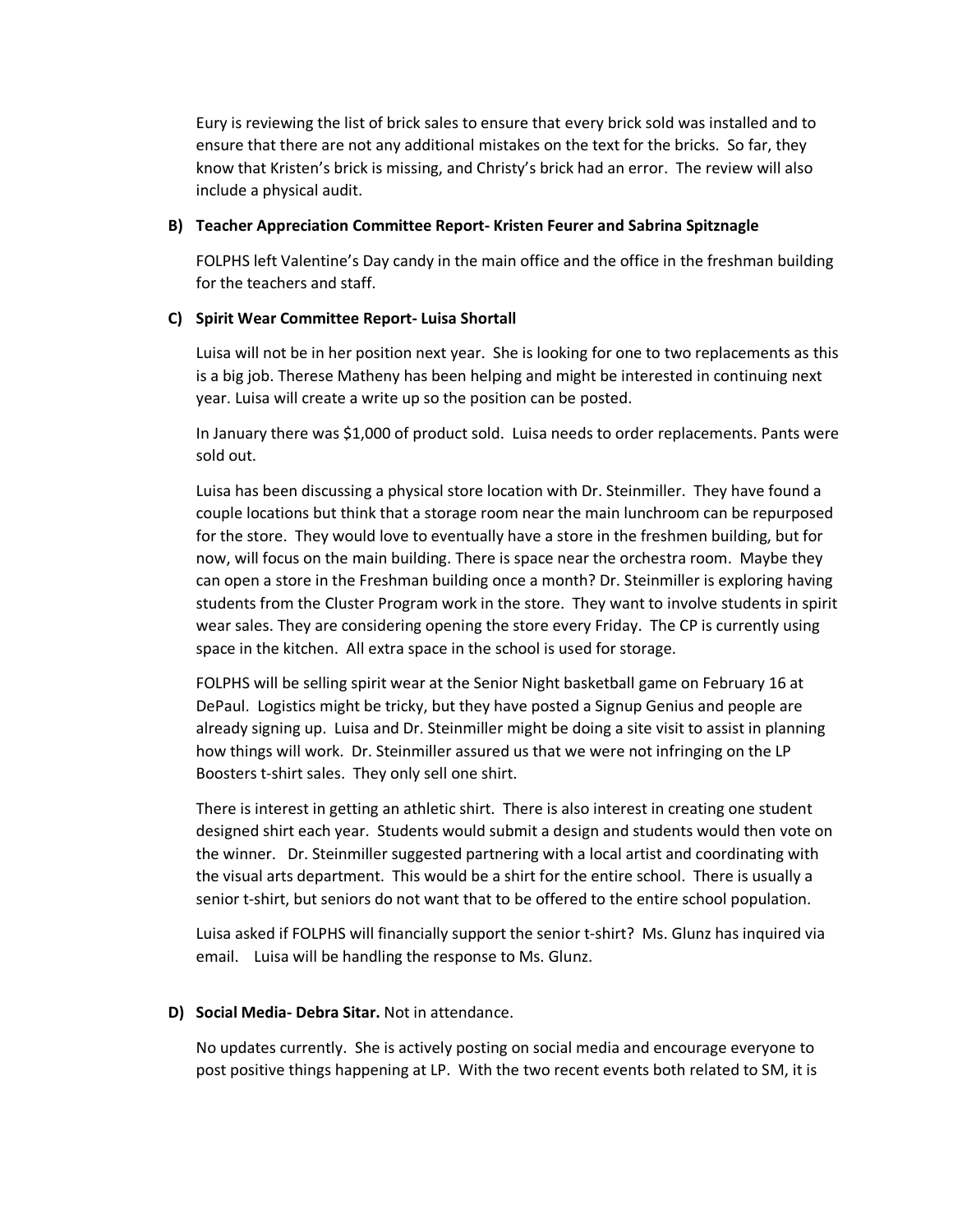Eury is reviewing the list of brick sales to ensure that every brick sold was installed and to ensure that there are not any additional mistakes on the text for the bricks. So far, they know that Kristen's brick is missing, and Christy's brick had an error. The review will also include a physical audit.

**B) Teacher Appreciation Committee Report- Kristen Feurer and Sabrina Spitznagle**

FOLPHS left Valentine's Day candy in the main office and the office in the freshman building for the teachers and staff.

**C) Spirit Wear Committee Report- Luisa Shortall**

Luisa will not be in her position next year. She is looking for one to two replacements as this is a big job. Therese Matheny has been helping and might be interested in continuing next year. Luisa will create a write up so the position can be posted.

In January there was $1,000 of product sold. Luisa needs to order replacements. Pants were sold out.

Luisa has been discussing a physical store location with Dr. Steinmiller. They have found a couple locations but think that a storage room near the main lunchroom can be repurposed for the store. They would love to eventually have a store in the freshmen building, but for now, will focus on the main building. There is space near the orchestra room. Maybe they can open a store in the Freshman building once a month? Dr. Steinmiller is exploring having students from the Cluster Program work in the store. They want to involve students in spirit wear sales. They are considering opening the store every Friday. The CP is currently using space in the kitchen. All extra space in the school is used for storage.

FOLPHS will be selling spirit wear at the Senior Night basketball game on February 16 at DePaul. Logistics might be tricky, but they have posted a Signup Genius and people are already signing up. Luisa and Dr. Steinmiller might be doing a site visit to assist in planning how things will work. Dr. Steinmiller assured us that we were not infringing on the LP Boosters t-shirt sales. They only sell one shirt.

There is interest in getting an athletic shirt. There is also interest in creating one student designed shirt each year. Students would submit a design and students would then vote on the winner. Dr. Steinmiller suggested partnering with a local artist and coordinating with the visual arts department. This would be a shirt for the entire school. There is usually a senior t-shirt, but seniors do not want that to be offered to the entire school population.

Luisa asked if FOLPHS will financially support the senior t-shirt? Ms. Glunz has inquired via email. Luisa will be handling the response to Ms. Glunz.

**D) Social Media- Debra Sitar.** Not in attendance.

No updates currently. She is actively posting on social media and encourage everyone to post positive things happening at LP. With the two recent events both related to SM, it is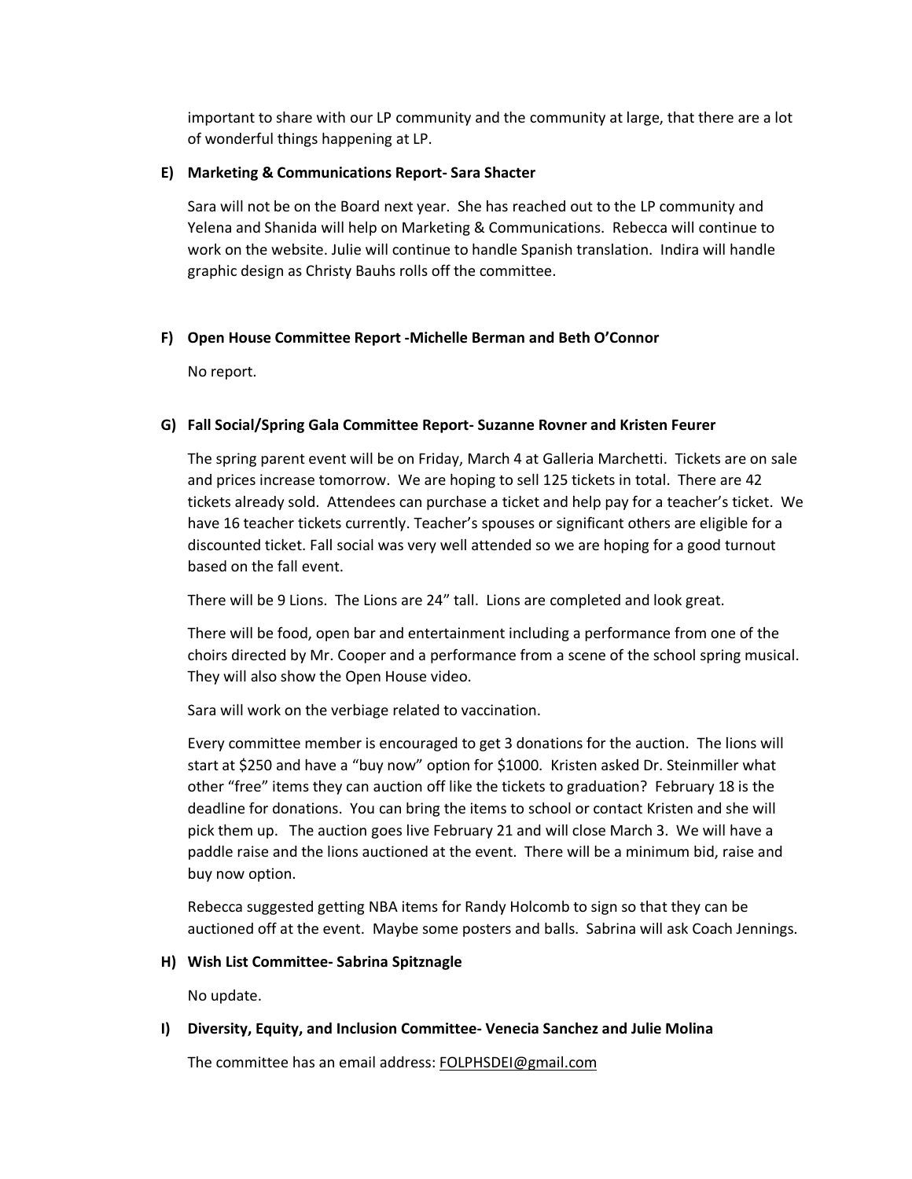important to share with our LP community and the community at large, that there are a lot of wonderful things happening at LP.

**E) Marketing & Communications Report- Sara Shacter**

Sara will not be on the Board next year. She has reached out to the LP community and Yelena and Shanida will help on Marketing & Communications. Rebecca will continue to work on the website. Julie will continue to handle Spanish translation. Indira will handle graphic design as Christy Bauhs rolls off the committee.

**F) Open House Committee Report -Michelle Berman and Beth O'Connor**

No report.

**G) Fall Social/Spring Gala Committee Report- Suzanne Rovner and Kristen Feurer**

The spring parent event will be on Friday, March 4 at Galleria Marchetti. Tickets are on sale and prices increase tomorrow. We are hoping to sell 125 tickets in total. There are 42 tickets already sold. Attendees can purchase a ticket and help pay for a teacher's ticket. We have 16 teacher tickets currently. Teacher's spouses or significant others are eligible for a discounted ticket. Fall social was very well attended so we are hoping for a good turnout based on the fall event.

There will be 9 Lions. The Lions are 24" tall. Lions are completed and look great.

There will be food, open bar and entertainment including a performance from one of the choirs directed by Mr. Cooper and a performance from a scene of the school spring musical. They will also show the Open House video.

Sara will work on the verbiage related to vaccination.

Every committee member is encouraged to get 3 donations for the auction. The lions will start at $250 and have a "buy now" option for $1000. Kristen asked Dr. Steinmiller what other "free" items they can auction off like the tickets to graduation? February 18 is the deadline for donations. You can bring the items to school or contact Kristen and she will pick them up. The auction goes live February 21 and will close March 3. We will have a paddle raise and the lions auctioned at the event. There will be a minimum bid, raise and buy now option.

Rebecca suggested getting NBA items for Randy Holcomb to sign so that they can be auctioned off at the event. Maybe some posters and balls. Sabrina will ask Coach Jennings.

**H) Wish List Committee- Sabrina Spitznagle**

No update.

**I) Diversity, Equity, and Inclusion Committee- Venecia Sanchez and Julie Molina**

The committee has an email address: FOLPHSDEI@gmail.com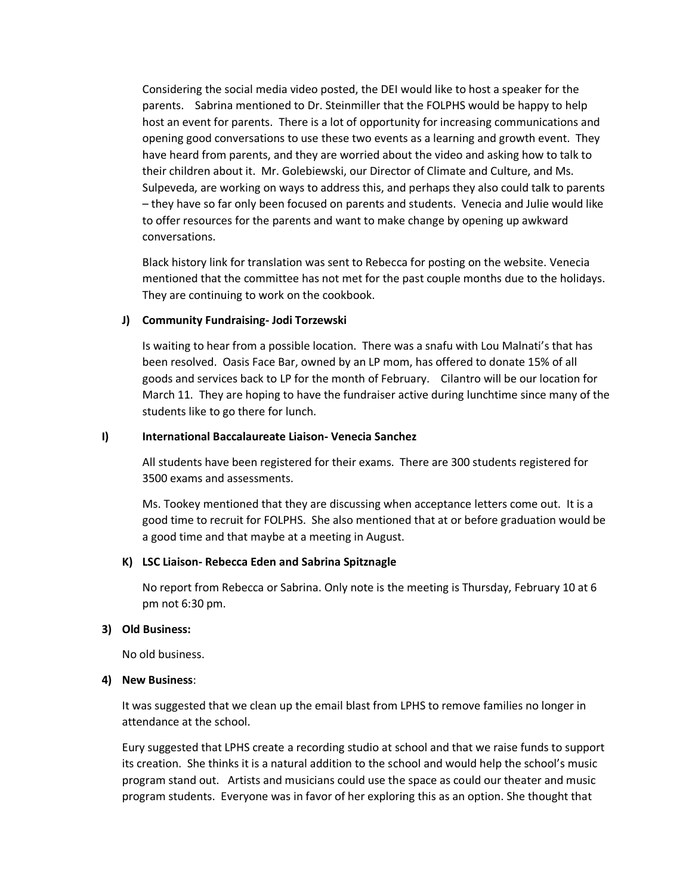Considering the social media video posted, the DEI would like to host a speaker for the parents. Sabrina mentioned to Dr. Steinmiller that the FOLPHS would be happy to help host an event for parents. There is a lot of opportunity for increasing communications and opening good conversations to use these two events as a learning and growth event. They have heard from parents, and they are worried about the video and asking how to talk to their children about it. Mr. Golebiewski, our Director of Climate and Culture, and Ms. Sulpeveda, are working on ways to address this, and perhaps they also could talk to parents – they have so far only been focused on parents and students. Venecia and Julie would like to offer resources for the parents and want to make change by opening up awkward conversations.

Black history link for translation was sent to Rebecca for posting on the website. Venecia mentioned that the committee has not met for the past couple months due to the holidays. They are continuing to work on the cookbook.

**J) Community Fundraising- Jodi Torzewski**

Is waiting to hear from a possible location. There was a snafu with Lou Malnati's that has been resolved. Oasis Face Bar, owned by an LP mom, has offered to donate 15% of all goods and services back to LP for the month of February. Cilantro will be our location for March 11. They are hoping to have the fundraiser active during lunchtime since many of the students like to go there for lunch.

**I) International Baccalaureate Liaison- Venecia Sanchez**

All students have been registered for their exams. There are 300 students registered for 3500 exams and assessments.

Ms. Tookey mentioned that they are discussing when acceptance letters come out. It is a good time to recruit for FOLPHS. She also mentioned that at or before graduation would be a good time and that maybe at a meeting in August.

**K) LSC Liaison- Rebecca Eden and Sabrina Spitznagle**

No report from Rebecca or Sabrina. Only note is the meeting is Thursday, February 10 at 6 pm not 6:30 pm.

**3) Old Business:**

No old business.

**4) New Business**:

It was suggested that we clean up the email blast from LPHS to remove families no longer in attendance at the school.

Eury suggested that LPHS create a recording studio at school and that we raise funds to support its creation. She thinks it is a natural addition to the school and would help the school's music program stand out. Artists and musicians could use the space as could our theater and music program students. Everyone was in favor of her exploring this as an option. She thought that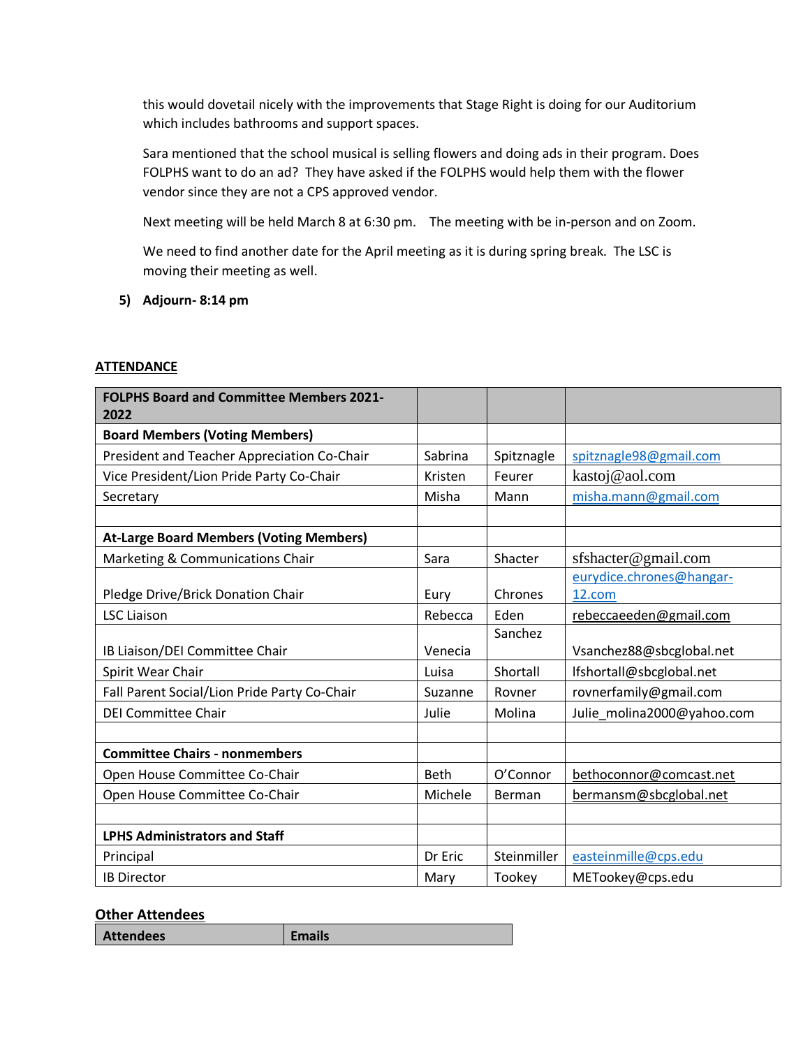this would dovetail nicely with the improvements that Stage Right is doing for our Auditorium which includes bathrooms and support spaces.

Sara mentioned that the school musical is selling flowers and doing ads in their program. Does FOLPHS want to do an ad? They have asked if the FOLPHS would help them with the flower vendor since they are not a CPS approved vendor.

Next meeting will be held March 8 at 6:30 pm. The meeting with be in-person and on Zoom.

We need to find another date for the April meeting as it is during spring break. The LSC is moving their meeting as well.

**5) Adjourn- 8:14 pm**

**ATTENDANCE**

| **FOLPHS Board and Committee Members 2021-2022** | | | |
|---|---|---|---|
| **Board Members (Voting Members)** | | | |
| President and Teacher Appreciation Co-Chair | Sabrina | Spitznagle | spitznagle98@gmail.com |
| Vice President/Lion Pride Party Co-Chair | Kristen | Feurer | kastoj@aol.com |
| Secretary | Misha | Mann | misha.mann@gmail.com |
| | | | |
| **At-Large Board Members (Voting Members)** | | | |
| Marketing & Communications Chair | Sara | Shacter | sfshacter@gmail.com |
| Pledge Drive/Brick Donation Chair | Eury | Chrones | eurydice.chrones@hangar-12.com |
| LSC Liaison | Rebecca | Eden | rebeccaeeden@gmail.com |
| IB Liaison/DEI Committee Chair | Venecia | Sanchez | Vsanchez88@sbcglobal.net |
| Spirit Wear Chair | Luisa | Shortall | lfshortall@sbcglobal.net |
| Fall Parent Social/Lion Pride Party Co-Chair | Suzanne | Rovner | rovnerfamily@gmail.com |
| DEI Committee Chair | Julie | Molina | Julie_molina2000@yahoo.com |
| | | | |
| **Committee Chairs - nonmembers** | | | |
| Open House Committee Co-Chair | Beth | O'Connor | bethoconnor@comcast.net |
| Open House Committee Co-Chair | Michele | Berman | bermansm@sbcglobal.net |
| | | | |
| **LPHS Administrators and Staff** | | | |
| Principal | Dr Eric | Steinmiller | easteinmille@cps.edu |
| IB Director | Mary | Tookey | METookey@cps.edu |

**Other Attendees**

| Attendees | Emails |
|---|---|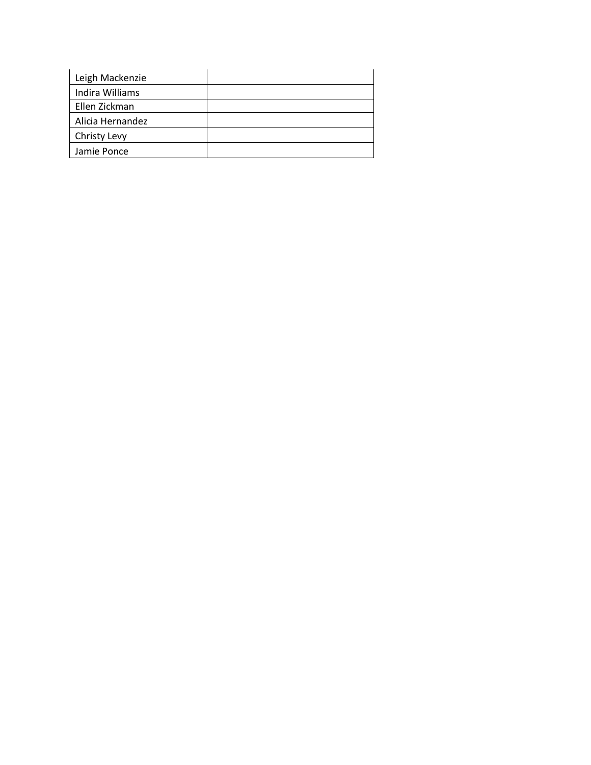| | |
|---|---|
| Leigh Mackenzie | |
| Indira Williams | |
| Ellen Zickman | |
| Alicia Hernandez | |
| Christy Levy | |
| Jamie Ponce | |